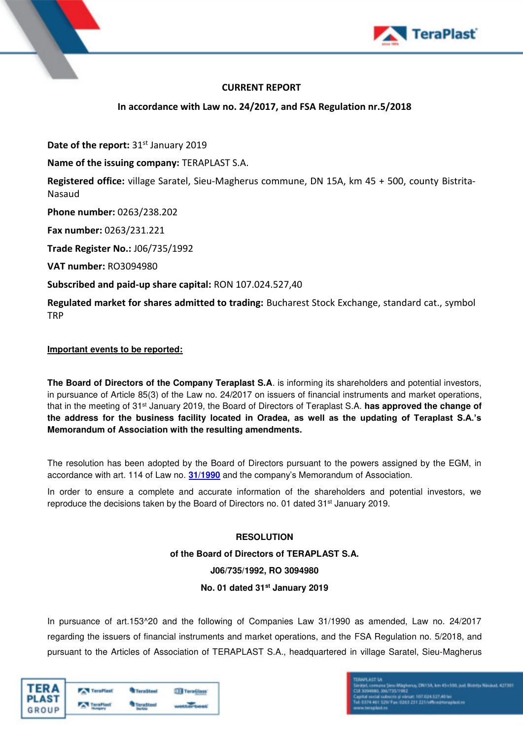**CURRENT REPORT**

**In accordance with Law no. 24/2017, and FSA Regulation nr.5/2018**

**Date of the report:** 31st January 2019

**Name of the issuing company:** TERAPLAST S.A.

**Registered office:** village Saratel, Sieu-Magherus commune, DN 15A, km 45 + 500, county Bistrita-Nasaud

**Phone number:** 0263/238.202

**Fax number:** 0263/231.221

**Trade Register No.:** J06/735/1992

**VAT number:** RO3094980

**Subscribed and paid-up share capital:** RON 107.024.527,40

**Regulated market for shares admitted to trading:** Bucharest Stock Exchange, standard cat., symbol TRP

**Important events to be reported:**

**The Board of Directors of the Company Teraplast S.A**. is informing its shareholders and potential investors, in pursuance of Article 85(3) of the Law no. 24/2017 on issuers of financial instruments and market operations, that in the meeting of 31st January 2019, the Board of Directors of Teraplast S.A. **has approved the change of the address for the business facility located in Oradea, as well as the updating of Teraplast S.A.'s Memorandum of Association with the resulting amendments.**

The resolution has been adopted by the Board of Directors pursuant to the powers assigned by the EGM, in accordance with art. 114 of Law no. **31/1990** and the company's Memorandum of Association.

In order to ensure a complete and accurate information of the shareholders and potential investors, we reproduce the decisions taken by the Board of Directors no. 01 dated 31st January 2019.

**RESOLUTION**

**of the Board of Directors of TERAPLAST S.A.**

**J06/735/1992, RO 3094980**

**No. 01 dated 31st January 2019**

In pursuance of art.153^20 and the following of Companies Law 31/1990 as amended, Law no. 24/2017 regarding the issuers of financial instruments and market operations, and the FSA Regulation no. 5/2018, and pursuant to the Articles of Association of TERAPLAST S.A., headquartered in village Saratel, Sieu-Magherus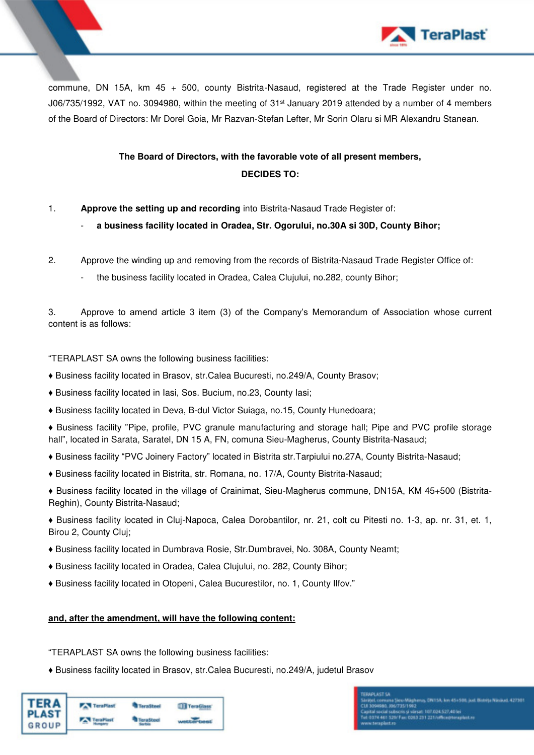commune, DN 15A, km 45 + 500, county Bistrita-Nasaud, registered at the Trade Register under no. J06/735/1992, VAT no. 3094980, within the meeting of 31st January 2019 attended by a number of 4 members of the Board of Directors: Mr Dorel Goia, Mr Razvan-Stefan Lefter, Mr Sorin Olaru si MR Alexandru Stanean.

**The Board of Directors, with the favorable vote of all present members,**

**DECIDES TO:**

1. **Approve the setting up and recording** into Bistrita-Nasaud Trade Register of:
   - **a business facility located in Oradea, Str. Ogorului, no.30A si 30D, County Bihor;**

2. Approve the winding up and removing from the records of Bistrita-Nasaud Trade Register Office of:
   - the business facility located in Oradea, Calea Clujului, no.282, county Bihor;

3. Approve to amend article 3 item (3) of the Company's Memorandum of Association whose current content is as follows:

"TERAPLAST SA owns the following business facilities:

♦ Business facility located in Brasov, str.Calea Bucuresti, no.249/A, County Brasov;

♦ Business facility located in Iasi, Sos. Bucium, no.23, County Iasi;

♦ Business facility located in Deva, B-dul Victor Suiaga, no.15, County Hunedoara;

♦ Business facility "Pipe, profile, PVC granule manufacturing and storage hall; Pipe and PVC profile storage hall", located in Sarata, Saratel, DN 15 A, FN, comuna Sieu-Magherus, County Bistrita-Nasaud;

♦ Business facility "PVC Joinery Factory" located in Bistrita str.Tarpiului no.27A, County Bistrita-Nasaud;

♦ Business facility located in Bistrita, str. Romana, no. 17/A, County Bistrita-Nasaud;

♦ Business facility located in the village of Crainimat, Sieu-Magherus commune, DN15A, KM 45+500 (Bistrita-Reghin), County Bistrita-Nasaud;

♦ Business facility located in Cluj-Napoca, Calea Dorobantilor, nr. 21, colt cu Pitesti no. 1-3, ap. nr. 31, et. 1, Birou 2, County Cluj;

♦ Business facility located in Dumbrava Rosie, Str.Dumbravei, No. 308A, County Neamt;

♦ Business facility located in Oradea, Calea Clujului, no. 282, County Bihor;

♦ Business facility located in Otopeni, Calea Bucurestilor, no. 1, County Ilfov."

**and, after the amendment, will have the following content:**

"TERAPLAST SA owns the following business facilities:

♦ Business facility located in Brasov, str.Calea Bucuresti, no.249/A, judetul Brasov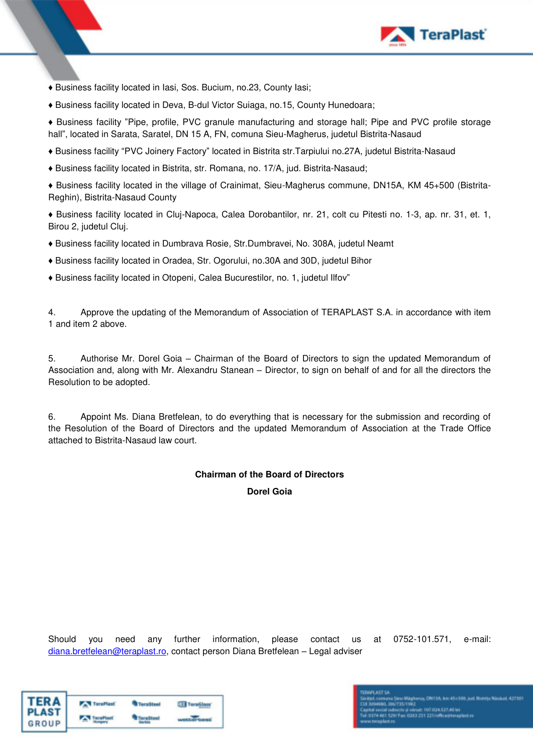♦ Business facility located in Iasi, Sos. Bucium, no.23, County Iasi;

♦ Business facility located in Deva, B-dul Victor Suiaga, no.15, County Hunedoara;

♦ Business facility "Pipe, profile, PVC granule manufacturing and storage hall; Pipe and PVC profile storage hall", located in Sarata, Saratel, DN 15 A, FN, comuna Sieu-Magherus, judetul Bistrita-Nasaud

♦ Business facility "PVC Joinery Factory" located in Bistrita str.Tarpiului no.27A, judetul Bistrita-Nasaud

♦ Business facility located in Bistrita, str. Romana, no. 17/A, jud. Bistrita-Nasaud;

♦ Business facility located in the village of Crainimat, Sieu-Magherus commune, DN15A, KM 45+500 (Bistrita-Reghin), Bistrita-Nasaud County

♦ Business facility located in Cluj-Napoca, Calea Dorobantilor, nr. 21, colt cu Pitesti no. 1-3, ap. nr. 31, et. 1, Birou 2, judetul Cluj.

♦ Business facility located in Dumbrava Rosie, Str.Dumbravei, No. 308A, judetul Neamt

♦ Business facility located in Oradea, Str. Ogorului, no.30A and 30D, judetul Bihor

♦ Business facility located in Otopeni, Calea Bucurestilor, no. 1, judetul Ilfov"

4. Approve the updating of the Memorandum of Association of TERAPLAST S.A. in accordance with item 1 and item 2 above.

5. Authorise Mr. Dorel Goia – Chairman of the Board of Directors to sign the updated Memorandum of Association and, along with Mr. Alexandru Stanean – Director, to sign on behalf of and for all the directors the Resolution to be adopted.

6. Appoint Ms. Diana Bretfelean, to do everything that is necessary for the submission and recording of the Resolution of the Board of Directors and the updated Memorandum of Association at the Trade Office attached to Bistrita-Nasaud law court.

**Chairman of the Board of Directors**

**Dorel Goia**

Should you need any further information, please contact us at 0752-101.571, e-mail: diana.bretfelean@teraplast.ro, contact person Diana Bretfelean – Legal adviser